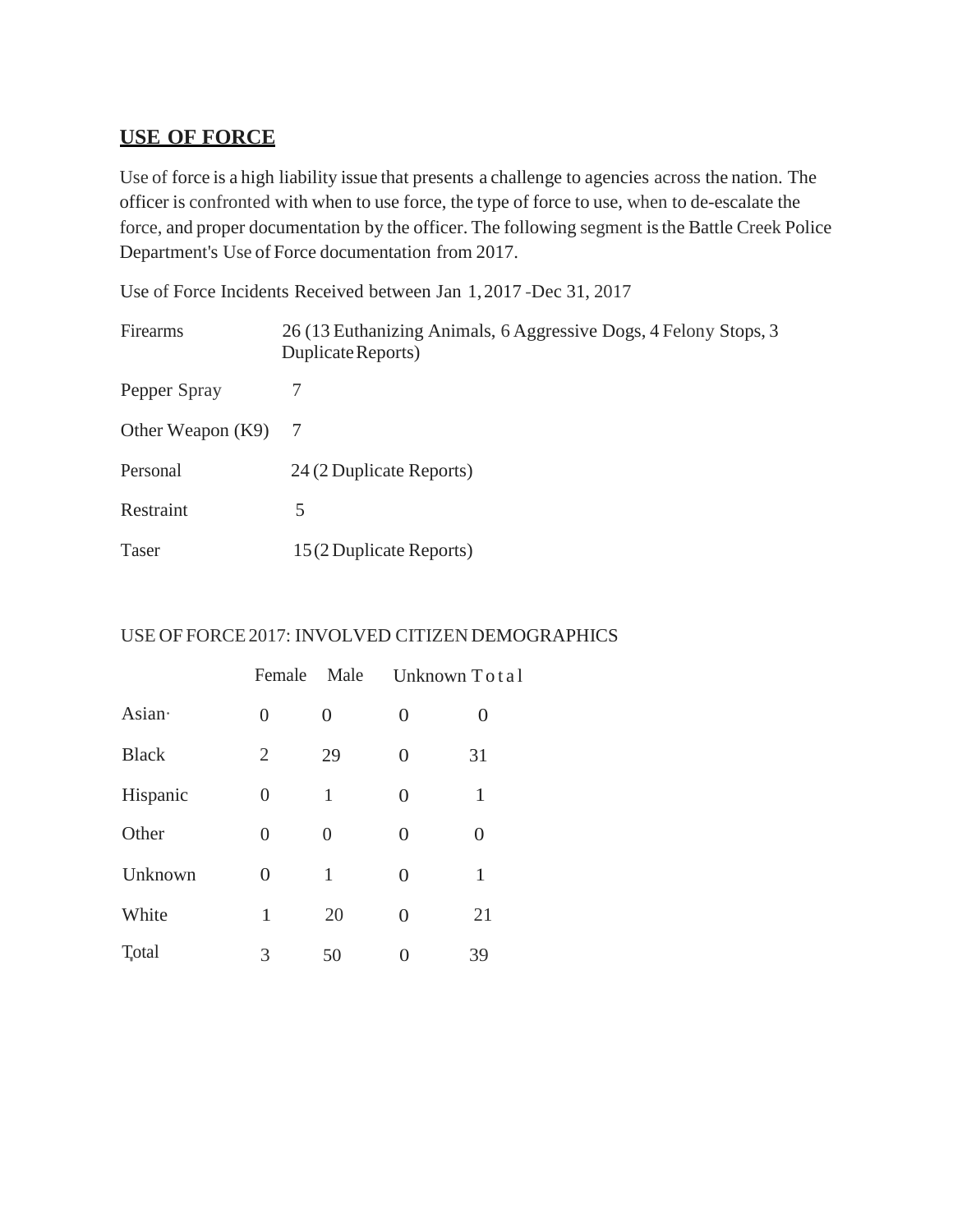## USE OF FORCE

Use of force is a high liability issue that presents a challenge to agencies across the nation. The officer is confronted with when to use force, the type of force to use, when to de-escalate the force, and proper documentation by the officer. The following segment is the Battle Creek Police Department's Use of Force documentation from 2017.

Use of Force Incidents Received between Jan 1, 2017 -Dec 31, 2017

| | |
|---|---|
| Firearms | 26 (13 Euthanizing Animals, 6 Aggressive Dogs, 4 Felony Stops, 3 Duplicate Reports) |
| Pepper Spray | 7 |
| Other Weapon (K9) | 7 |
| Personal | 24 (2 Duplicate Reports) |
| Restraint | 5 |
| Taser | 15 (2 Duplicate Reports) |

USE OF FORCE 2017: INVOLVED CITIZEN DEMOGRAPHICS

| | Female | Male | Unknown | Total |
|---|---|---|---|---|
| Asian· | 0 | 0 | 0 | 0 |
| Black | 2 | 29 | 0 | 31 |
| Hispanic | 0 | 1 | 0 | 1 |
| Other | 0 | 0 | 0 | 0 |
| Unknown | 0 | 1 | 0 | 1 |
| White | 1 | 20 | 0 | 21 |
| Total | 3 | 50 | 0 | 39 |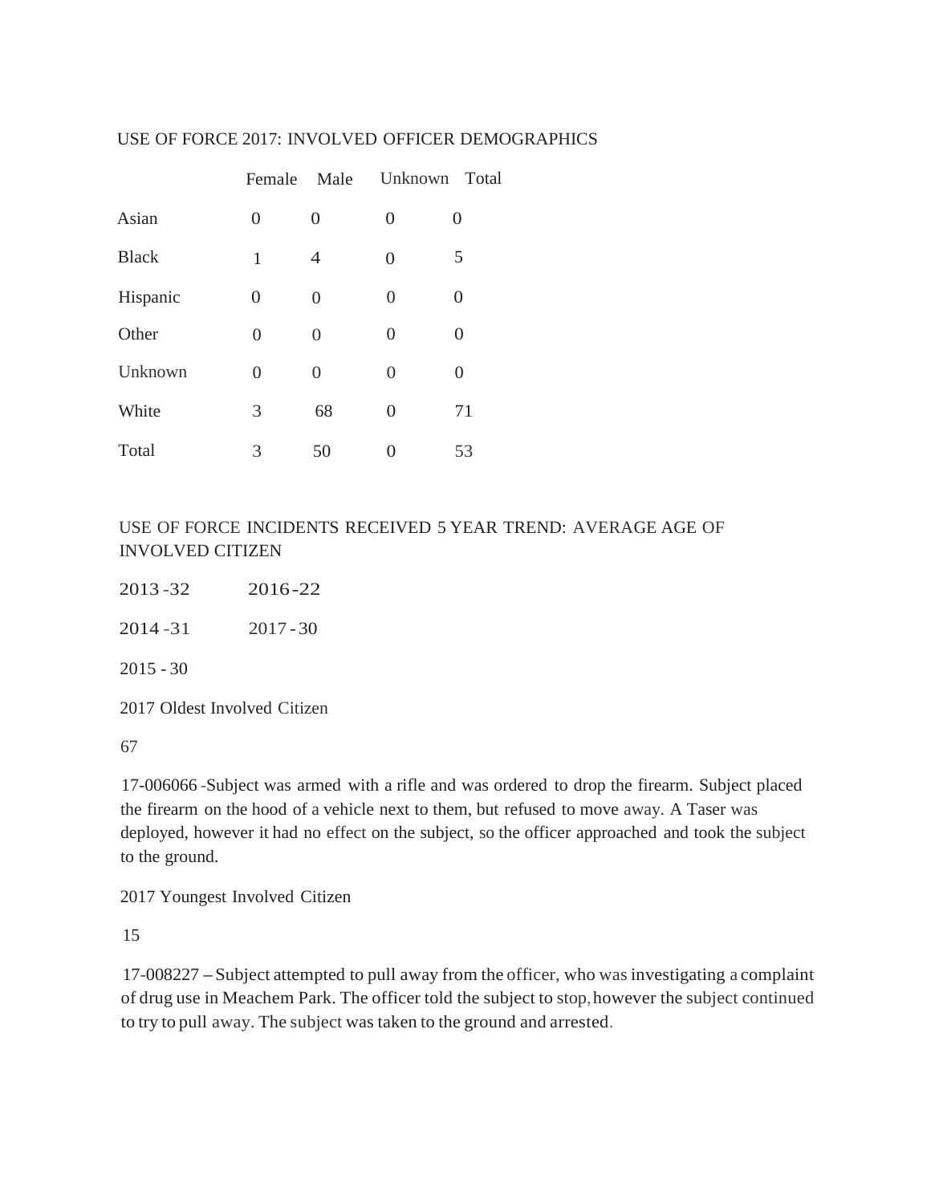USE OF FORCE 2017: INVOLVED OFFICER DEMOGRAPHICS

| | Female | Male | Unknown | Total |
|---|---|---|---|---|
| Asian | 0 | 0 | 0 | 0 |
| Black | 1 | 4 | 0 | 5 |
| Hispanic | 0 | 0 | 0 | 0 |
| Other | 0 | 0 | 0 | 0 |
| Unknown | 0 | 0 | 0 | 0 |
| White | 3 | 68 | 0 | 71 |
| Total | 3 | 50 | 0 | 53 |

USE OF FORCE INCIDENTS RECEIVED 5 YEAR TREND: AVERAGE AGE OF INVOLVED CITIZEN

2013 -32 2016-22

2014 -31 2017 - 30

2015 - 30

2017 Oldest Involved Citizen

67

17-006066 -Subject was armed with a rifle and was ordered to drop the firearm. Subject placed the firearm on the hood of a vehicle next to them, but refused to move away. A Taser was deployed, however it had no effect on the subject, so the officer approached and took the subject to the ground.

2017 Youngest Involved Citizen

15

17-008227 – Subject attempted to pull away from the officer, who was investigating a complaint of drug use in Meachem Park. The officer told the subject to stop, however the subject continued to try to pull away. The subject was taken to the ground and arrested.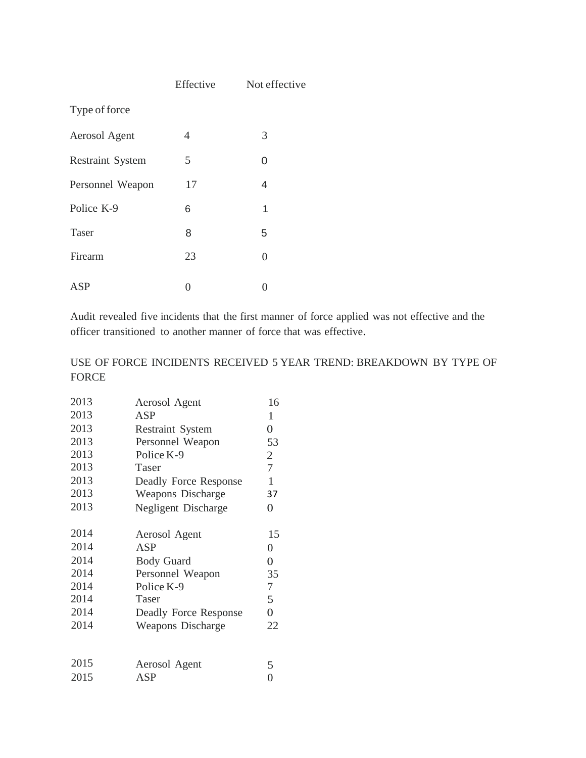| Type of force | Effective | Not effective |
| --- | --- | --- |
| Aerosol Agent | 4 | 3 |
| Restraint System | 5 | 0 |
| Personnel Weapon | 17 | 4 |
| Police K-9 | 6 | 1 |
| Taser | 8 | 5 |
| Firearm | 23 | 0 |
| ASP | 0 | 0 |

Audit revealed five incidents that the first manner of force applied was not effective and the officer transitioned to another manner of force that was effective.

## USE OF FORCE INCIDENTS RECEIVED 5 YEAR TREND: BREAKDOWN BY TYPE OF FORCE

| Year | Type of Force | Count |
| --- | --- | --- |
| 2013 | Aerosol Agent | 16 |
| 2013 | ASP | 1 |
| 2013 | Restraint System | 0 |
| 2013 | Personnel Weapon | 53 |
| 2013 | Police K-9 | 2 |
| 2013 | Taser | 7 |
| 2013 | Deadly Force Response | 1 |
| 2013 | Weapons Discharge | 37 |
| 2013 | Negligent Discharge | 0 |
| 2014 | Aerosol Agent | 15 |
| 2014 | ASP | 0 |
| 2014 | Body Guard | 0 |
| 2014 | Personnel Weapon | 35 |
| 2014 | Police K-9 | 7 |
| 2014 | Taser | 5 |
| 2014 | Deadly Force Response | 0 |
| 2014 | Weapons Discharge | 22 |
| 2015 | Aerosol Agent | 5 |
| 2015 | ASP | 0 |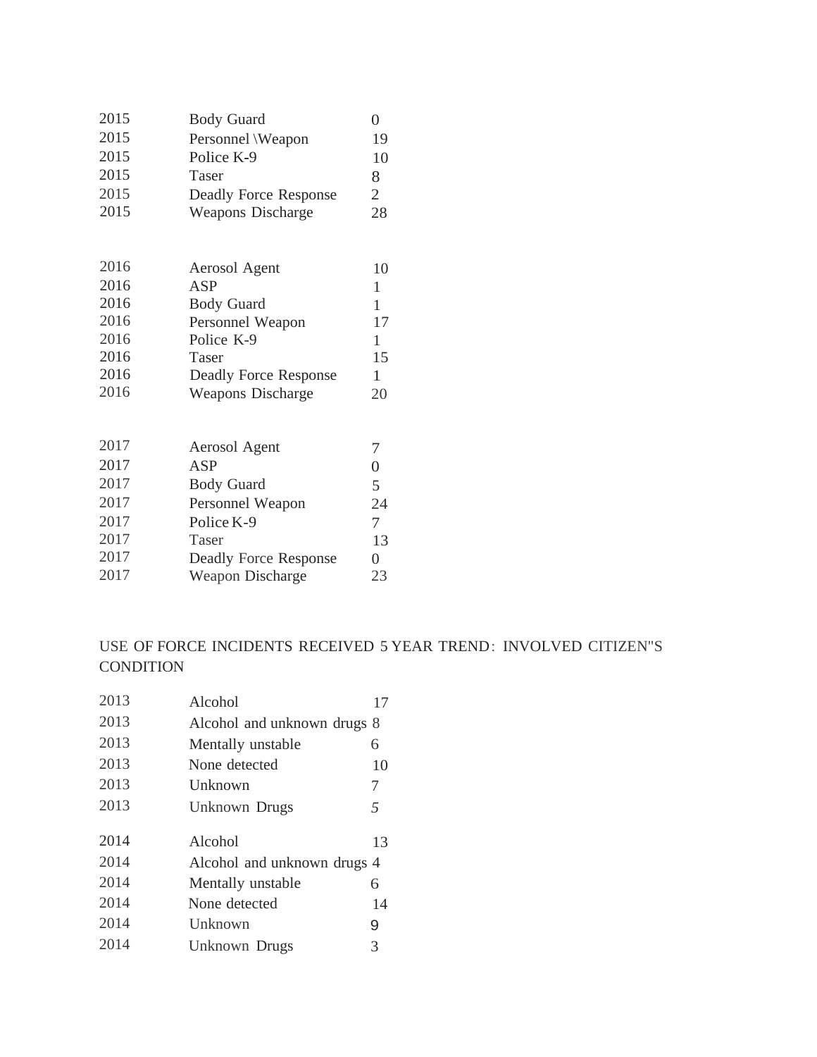| | | |
|---|---|---|
| 2015 | Body Guard | 0 |
| 2015 | Personnel \Weapon | 19 |
| 2015 | Police K-9 | 10 |
| 2015 | Taser | 8 |
| 2015 | Deadly Force Response | 2 |
| 2015 | Weapons Discharge | 28 |

| | | |
|---|---|---|
| 2016 | Aerosol Agent | 10 |
| 2016 | ASP | 1 |
| 2016 | Body Guard | 1 |
| 2016 | Personnel Weapon | 17 |
| 2016 | Police K-9 | 1 |
| 2016 | Taser | 15 |
| 2016 | Deadly Force Response | 1 |
| 2016 | Weapons Discharge | 20 |

| | | |
|---|---|---|
| 2017 | Aerosol Agent | 7 |
| 2017 | ASP | 0 |
| 2017 | Body Guard | 5 |
| 2017 | Personnel Weapon | 24 |
| 2017 | Police K-9 | 7 |
| 2017 | Taser | 13 |
| 2017 | Deadly Force Response | 0 |
| 2017 | Weapon Discharge | 23 |

USE OF FORCE INCIDENTS RECEIVED 5 YEAR TREND: INVOLVED CITIZEN"S CONDITION

| | | |
|---|---|---|
| 2013 | Alcohol | 17 |
| 2013 | Alcohol and unknown drugs | 8 |
| 2013 | Mentally unstable | 6 |
| 2013 | None detected | 10 |
| 2013 | Unknown | 7 |
| 2013 | Unknown Drugs | 5 |

| | | |
|---|---|---|
| 2014 | Alcohol | 13 |
| 2014 | Alcohol and unknown drugs | 4 |
| 2014 | Mentally unstable | 6 |
| 2014 | None detected | 14 |
| 2014 | Unknown | 9 |
| 2014 | Unknown Drugs | 3 |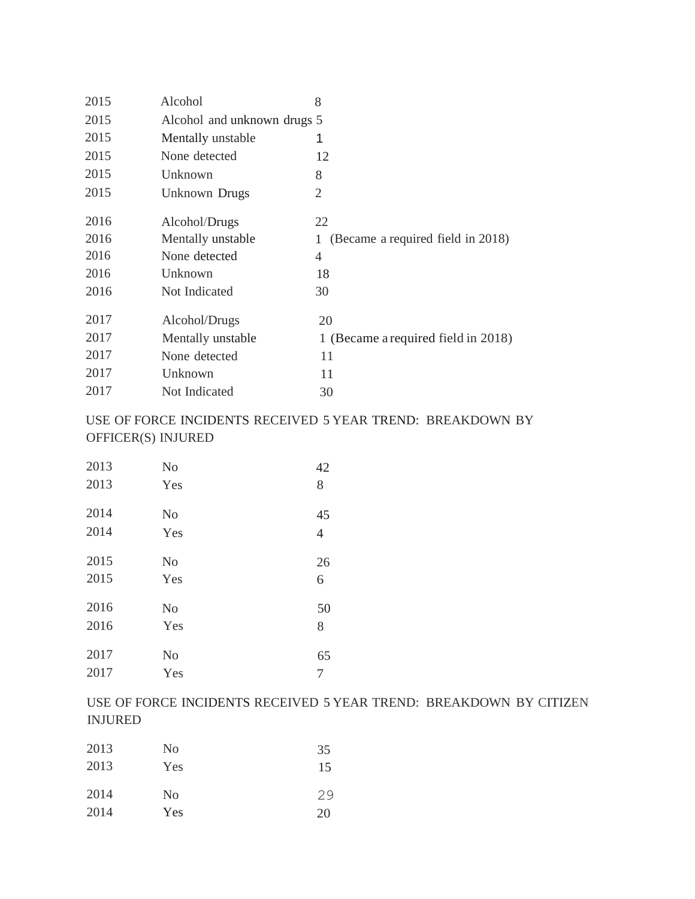| | | |
|---|---|---|
| 2015 | Alcohol | 8 |
| 2015 | Alcohol and unknown drugs | 5 |
| 2015 | Mentally unstable | 1 |
| 2015 | None detected | 12 |
| 2015 | Unknown | 8 |
| 2015 | Unknown Drugs | 2 |
| 2016 | Alcohol/Drugs | 22 |
| 2016 | Mentally unstable | 1 (Became a required field in 2018) |
| 2016 | None detected | 4 |
| 2016 | Unknown | 18 |
| 2016 | Not Indicated | 30 |
| 2017 | Alcohol/Drugs | 20 |
| 2017 | Mentally unstable | 1 (Became a required field in 2018) |
| 2017 | None detected | 11 |
| 2017 | Unknown | 11 |
| 2017 | Not Indicated | 30 |

USE OF FORCE INCIDENTS RECEIVED 5 YEAR TREND: BREAKDOWN BY OFFICER(S) INJURED

| | | |
|---|---|---|
| 2013 | No | 42 |
| 2013 | Yes | 8 |
| 2014 | No | 45 |
| 2014 | Yes | 4 |
| 2015 | No | 26 |
| 2015 | Yes | 6 |
| 2016 | No | 50 |
| 2016 | Yes | 8 |
| 2017 | No | 65 |
| 2017 | Yes | 7 |

USE OF FORCE INCIDENTS RECEIVED 5 YEAR TREND: BREAKDOWN BY CITIZEN INJURED

| | | |
|---|---|---|
| 2013 | No | 35 |
| 2013 | Yes | 15 |
| 2014 | No | 29 |
| 2014 | Yes | 20 |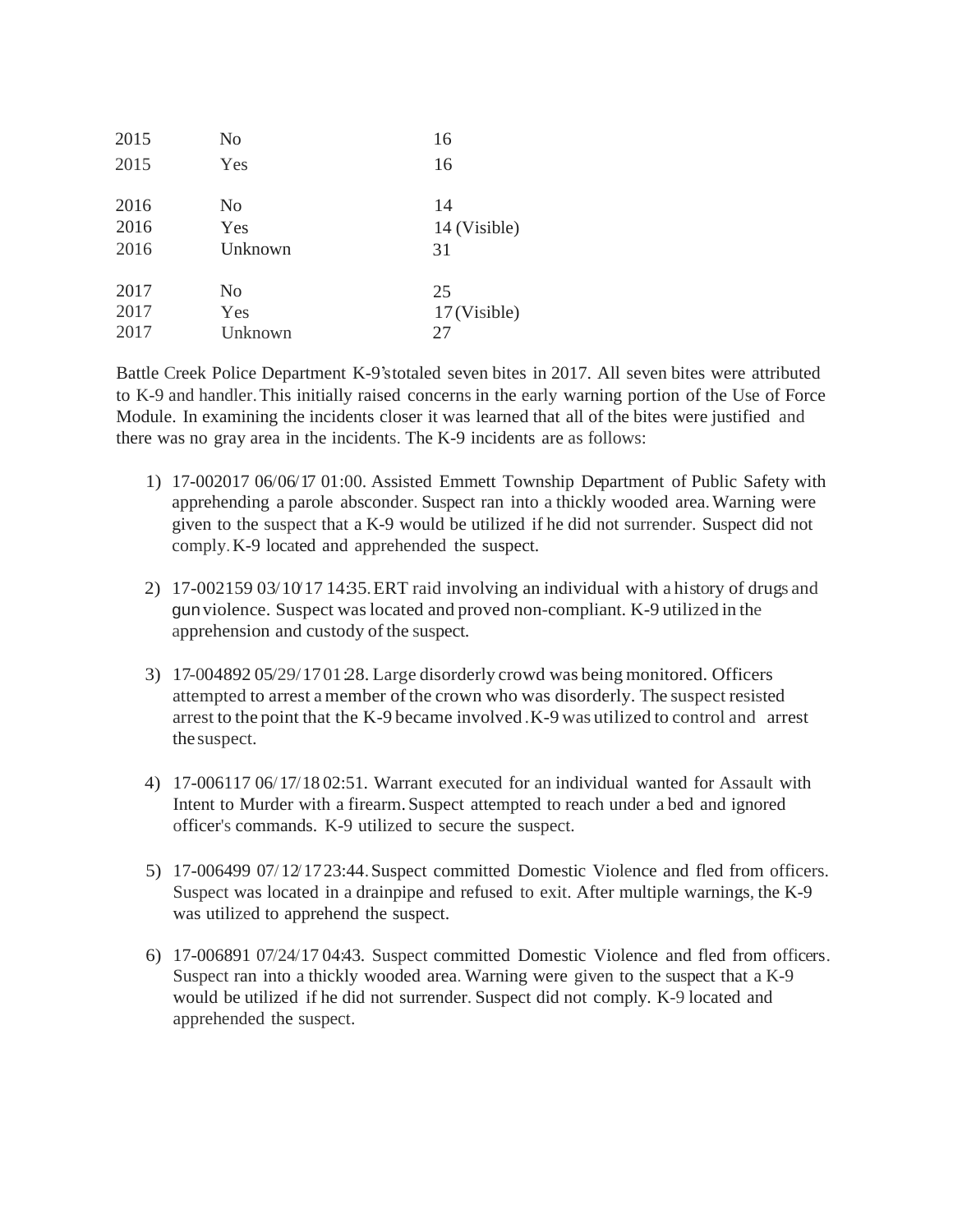| | | |
|---|---|---|
| 2015 | No | 16 |
| 2015 | Yes | 16 |
| 2016 | No | 14 |
| 2016 | Yes | 14 (Visible) |
| 2016 | Unknown | 31 |
| 2017 | No | 25 |
| 2017 | Yes | 17 (Visible) |
| 2017 | Unknown | 27 |

Battle Creek Police Department K-9's totaled seven bites in 2017. All seven bites were attributed to K-9 and handler. This initially raised concerns in the early warning portion of the Use of Force Module. In examining the incidents closer it was learned that all of the bites were justified and there was no gray area in the incidents. The K-9 incidents are as follows:

1) 17-002017 06/06/17 01:00. Assisted Emmett Township Department of Public Safety with apprehending a parole absconder. Suspect ran into a thickly wooded area. Warning were given to the suspect that a K-9 would be utilized if he did not surrender. Suspect did not comply. K-9 located and apprehended the suspect.

2) 17-002159 03/10/17 14:35. ERT raid involving an individual with a history of drugs and gun violence. Suspect was located and proved non-compliant. K-9 utilized in the apprehension and custody of the suspect.

3) 17-004892 05/29/17 01:28. Large disorderly crowd was being monitored. Officers attempted to arrest a member of the crown who was disorderly. The suspect resisted arrest to the point that the K-9 became involved. K-9 was utilized to control and arrest the suspect.

4) 17-006117 06/17/18 02:51. Warrant executed for an individual wanted for Assault with Intent to Murder with a firearm. Suspect attempted to reach under a bed and ignored officer's commands. K-9 utilized to secure the suspect.

5) 17-006499 07/12/17 23:44. Suspect committed Domestic Violence and fled from officers. Suspect was located in a drainpipe and refused to exit. After multiple warnings, the K-9 was utilized to apprehend the suspect.

6) 17-006891 07/24/17 04:43. Suspect committed Domestic Violence and fled from officers. Suspect ran into a thickly wooded area. Warning were given to the suspect that a K-9 would be utilized if he did not surrender. Suspect did not comply. K-9 located and apprehended the suspect.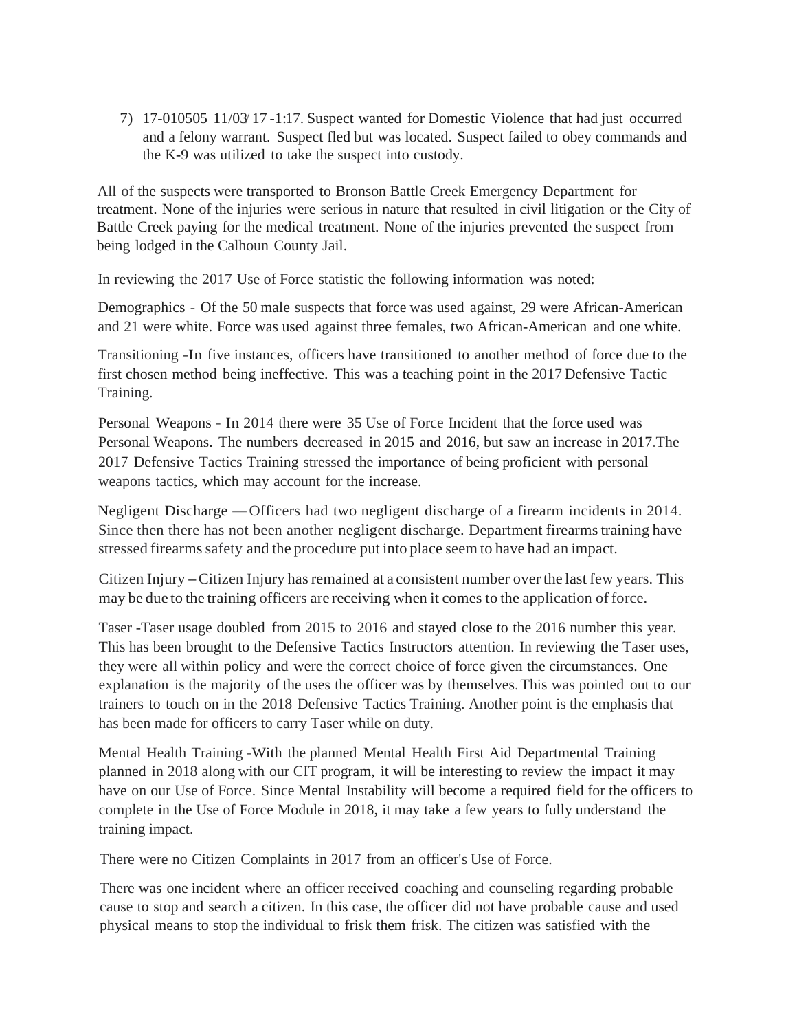7) 17-010505 11/03/17 -1:17. Suspect wanted for Domestic Violence that had just occurred and a felony warrant. Suspect fled but was located. Suspect failed to obey commands and the K-9 was utilized to take the suspect into custody.

All of the suspects were transported to Bronson Battle Creek Emergency Department for treatment. None of the injuries were serious in nature that resulted in civil litigation or the City of Battle Creek paying for the medical treatment. None of the injuries prevented the suspect from being lodged in the Calhoun County Jail.

In reviewing the 2017 Use of Force statistic the following information was noted:

Demographics - Of the 50 male suspects that force was used against, 29 were African-American and 21 were white. Force was used against three females, two African-American and one white.

Transitioning -In five instances, officers have transitioned to another method of force due to the first chosen method being ineffective. This was a teaching point in the 2017 Defensive Tactic Training.

Personal Weapons - In 2014 there were 35 Use of Force Incident that the force used was Personal Weapons. The numbers decreased in 2015 and 2016, but saw an increase in 2017.The 2017 Defensive Tactics Training stressed the importance of being proficient with personal weapons tactics, which may account for the increase.

Negligent Discharge — Officers had two negligent discharge of a firearm incidents in 2014. Since then there has not been another negligent discharge. Department firearms training have stressed firearms safety and the procedure put into place seem to have had an impact.

Citizen Injury – Citizen Injury has remained at a consistent number over the last few years. This may be due to the training officers are receiving when it comes to the application of force.

Taser -Taser usage doubled from 2015 to 2016 and stayed close to the 2016 number this year. This has been brought to the Defensive Tactics Instructors attention. In reviewing the Taser uses, they were all within policy and were the correct choice of force given the circumstances. One explanation is the majority of the uses the officer was by themselves. This was pointed out to our trainers to touch on in the 2018 Defensive Tactics Training. Another point is the emphasis that has been made for officers to carry Taser while on duty.

Mental Health Training -With the planned Mental Health First Aid Departmental Training planned in 2018 along with our CIT program, it will be interesting to review the impact it may have on our Use of Force. Since Mental Instability will become a required field for the officers to complete in the Use of Force Module in 2018, it may take a few years to fully understand the training impact.

There were no Citizen Complaints in 2017 from an officer's Use of Force.

There was one incident where an officer received coaching and counseling regarding probable cause to stop and search a citizen. In this case, the officer did not have probable cause and used physical means to stop the individual to frisk them frisk. The citizen was satisfied with the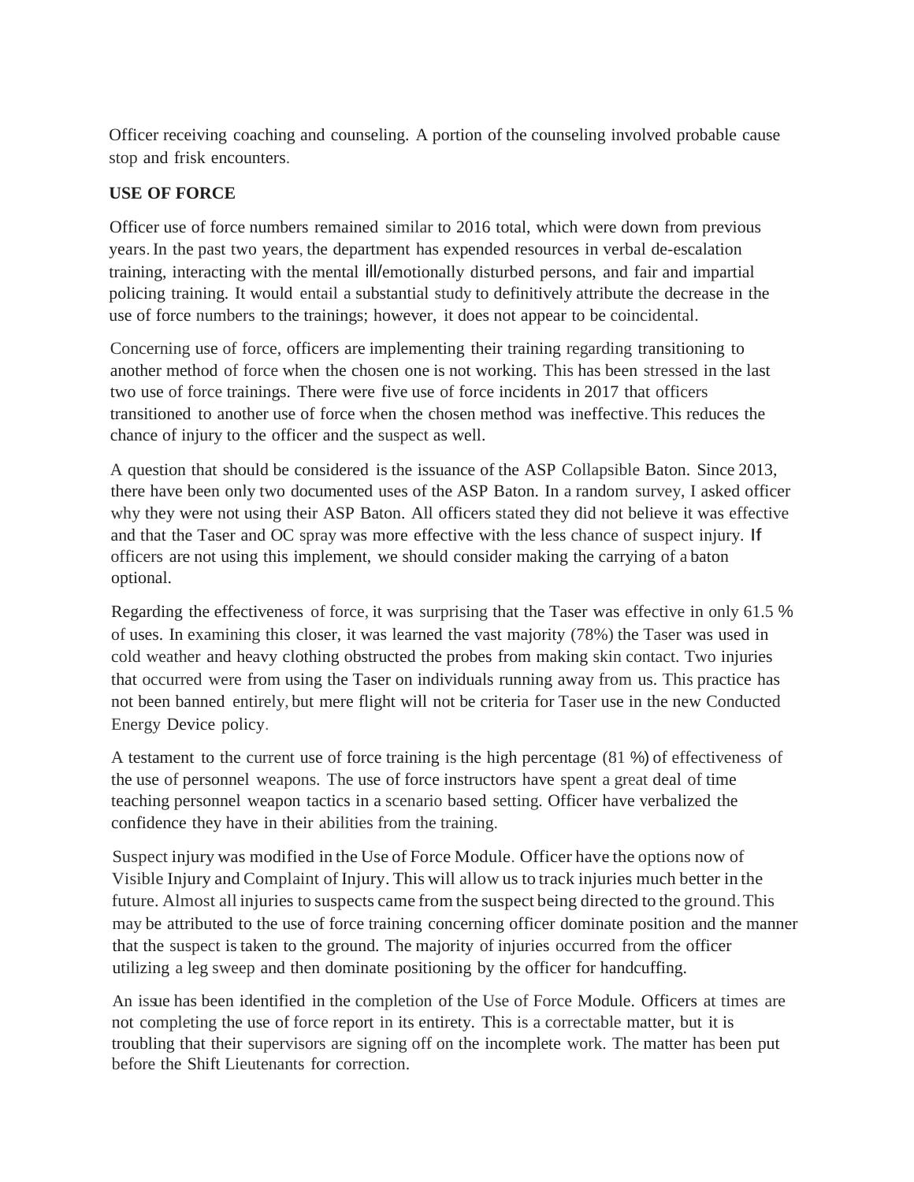Officer receiving coaching and counseling. A portion of the counseling involved probable cause stop and frisk encounters.

**USE OF FORCE**

Officer use of force numbers remained similar to 2016 total, which were down from previous years. In the past two years, the department has expended resources in verbal de-escalation training, interacting with the mental ill/emotionally disturbed persons, and fair and impartial policing training. It would entail a substantial study to definitively attribute the decrease in the use of force numbers to the trainings; however, it does not appear to be coincidental.

Concerning use of force, officers are implementing their training regarding transitioning to another method of force when the chosen one is not working. This has been stressed in the last two use of force trainings. There were five use of force incidents in 2017 that officers transitioned to another use of force when the chosen method was ineffective. This reduces the chance of injury to the officer and the suspect as well.

A question that should be considered is the issuance of the ASP Collapsible Baton. Since 2013, there have been only two documented uses of the ASP Baton. In a random survey, I asked officer why they were not using their ASP Baton. All officers stated they did not believe it was effective and that the Taser and OC spray was more effective with the less chance of suspect injury. If officers are not using this implement, we should consider making the carrying of a baton optional.

Regarding the effectiveness of force, it was surprising that the Taser was effective in only 61.5 % of uses. In examining this closer, it was learned the vast majority (78%) the Taser was used in cold weather and heavy clothing obstructed the probes from making skin contact. Two injuries that occurred were from using the Taser on individuals running away from us. This practice has not been banned entirely, but mere flight will not be criteria for Taser use in the new Conducted Energy Device policy.

A testament to the current use of force training is the high percentage (81 %) of effectiveness of the use of personnel weapons. The use of force instructors have spent a great deal of time teaching personnel weapon tactics in a scenario based setting. Officer have verbalized the confidence they have in their abilities from the training.

Suspect injury was modified in the Use of Force Module. Officer have the options now of Visible Injury and Complaint of Injury. This will allow us to track injuries much better in the future. Almost all injuries to suspects came from the suspect being directed to the ground. This may be attributed to the use of force training concerning officer dominate position and the manner that the suspect is taken to the ground. The majority of injuries occurred from the officer utilizing a leg sweep and then dominate positioning by the officer for handcuffing.

An issue has been identified in the completion of the Use of Force Module. Officers at times are not completing the use of force report in its entirety. This is a correctable matter, but it is troubling that their supervisors are signing off on the incomplete work. The matter has been put before the Shift Lieutenants for correction.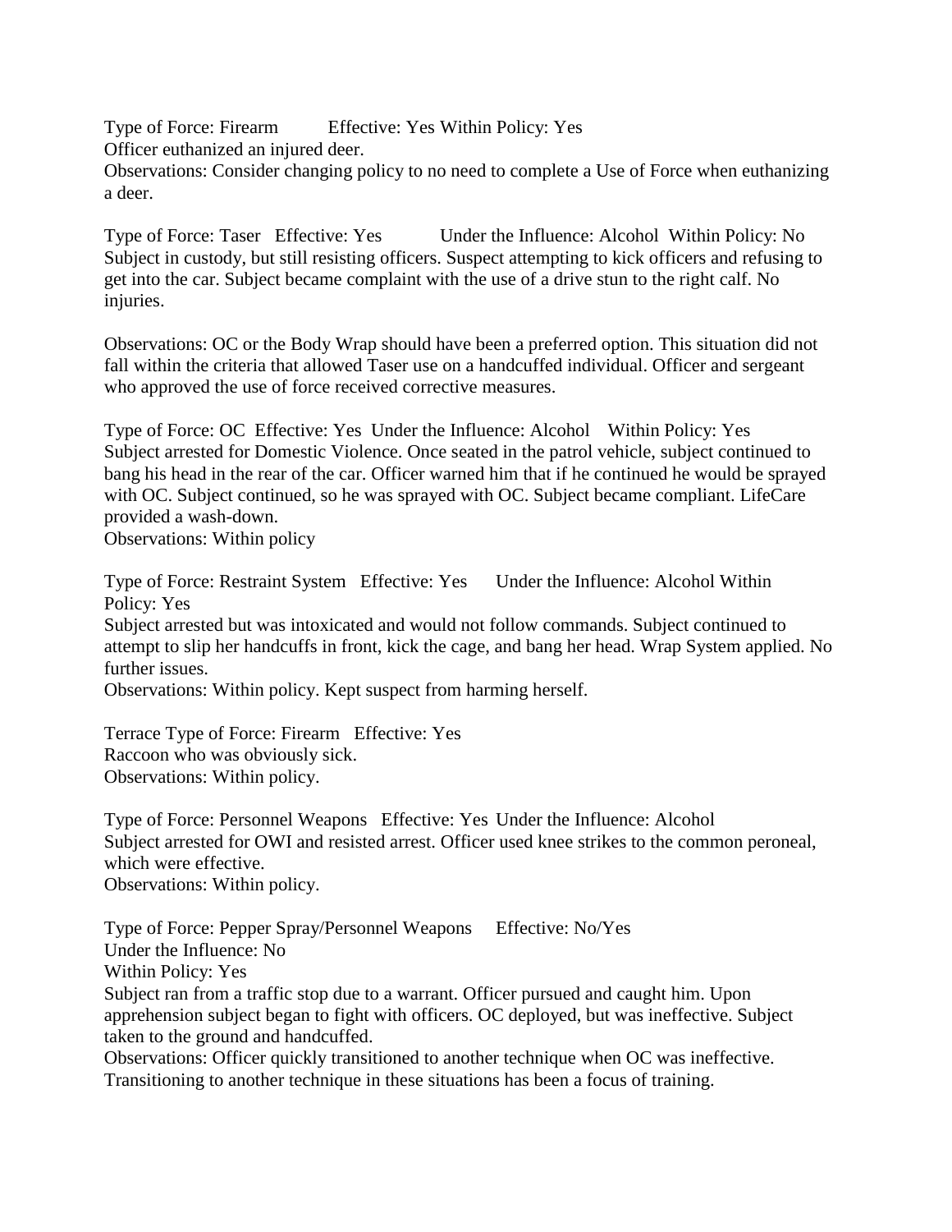Type of Force: Firearm Effective: Yes Within Policy: Yes
Officer euthanized an injured deer.
Observations: Consider changing policy to no need to complete a Use of Force when euthanizing a deer.

Type of Force: Taser Effective: Yes Under the Influence: Alcohol Within Policy: No
Subject in custody, but still resisting officers. Suspect attempting to kick officers and refusing to get into the car. Subject became complaint with the use of a drive stun to the right calf. No injuries.

Observations: OC or the Body Wrap should have been a preferred option. This situation did not fall within the criteria that allowed Taser use on a handcuffed individual. Officer and sergeant who approved the use of force received corrective measures.

Type of Force: OC Effective: Yes Under the Influence: Alcohol Within Policy: Yes
Subject arrested for Domestic Violence. Once seated in the patrol vehicle, subject continued to bang his head in the rear of the car. Officer warned him that if he continued he would be sprayed with OC. Subject continued, so he was sprayed with OC. Subject became compliant. LifeCare provided a wash-down.
Observations: Within policy

Type of Force: Restraint System Effective: Yes Under the Influence: Alcohol Within Policy: Yes
Subject arrested but was intoxicated and would not follow commands. Subject continued to attempt to slip her handcuffs in front, kick the cage, and bang her head. Wrap System applied. No further issues.
Observations: Within policy. Kept suspect from harming herself.

Terrace Type of Force: Firearm Effective: Yes
Raccoon who was obviously sick.
Observations: Within policy.

Type of Force: Personnel Weapons Effective: Yes Under the Influence: Alcohol
Subject arrested for OWI and resisted arrest. Officer used knee strikes to the common peroneal, which were effective.
Observations: Within policy.

Type of Force: Pepper Spray/Personnel Weapons Effective: No/Yes
Under the Influence: No
Within Policy: Yes
Subject ran from a traffic stop due to a warrant. Officer pursued and caught him. Upon apprehension subject began to fight with officers. OC deployed, but was ineffective. Subject taken to the ground and handcuffed.
Observations: Officer quickly transitioned to another technique when OC was ineffective. Transitioning to another technique in these situations has been a focus of training.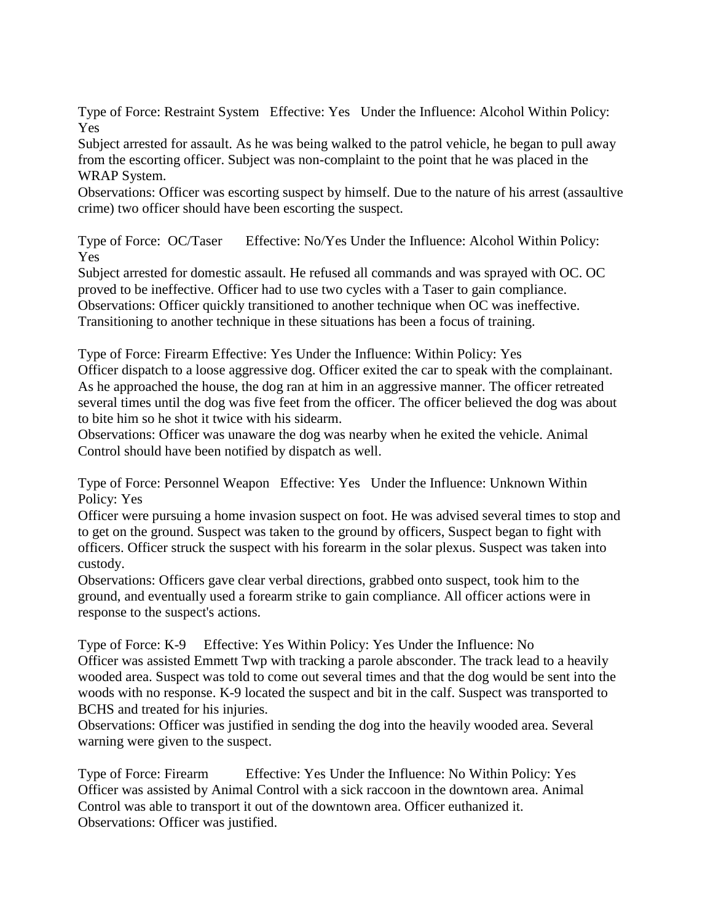Type of Force: Restraint System Effective: Yes Under the Influence: Alcohol Within Policy: Yes

Subject arrested for assault. As he was being walked to the patrol vehicle, he began to pull away from the escorting officer. Subject was non-complaint to the point that he was placed in the WRAP System.

Observations: Officer was escorting suspect by himself. Due to the nature of his arrest (assaultive crime) two officer should have been escorting the suspect.

Type of Force: OC/Taser Effective: No/Yes Under the Influence: Alcohol Within Policy: Yes

Subject arrested for domestic assault. He refused all commands and was sprayed with OC. OC proved to be ineffective. Officer had to use two cycles with a Taser to gain compliance.

Observations: Officer quickly transitioned to another technique when OC was ineffective. Transitioning to another technique in these situations has been a focus of training.

Type of Force: Firearm Effective: Yes Under the Influence: Within Policy: Yes

Officer dispatch to a loose aggressive dog. Officer exited the car to speak with the complainant. As he approached the house, the dog ran at him in an aggressive manner. The officer retreated several times until the dog was five feet from the officer. The officer believed the dog was about to bite him so he shot it twice with his sidearm.

Observations: Officer was unaware the dog was nearby when he exited the vehicle. Animal Control should have been notified by dispatch as well.

Type of Force: Personnel Weapon Effective: Yes Under the Influence: Unknown Within Policy: Yes

Officer were pursuing a home invasion suspect on foot. He was advised several times to stop and to get on the ground. Suspect was taken to the ground by officers, Suspect began to fight with officers. Officer struck the suspect with his forearm in the solar plexus. Suspect was taken into custody.

Observations: Officers gave clear verbal directions, grabbed onto suspect, took him to the ground, and eventually used a forearm strike to gain compliance. All officer actions were in response to the suspect's actions.

Type of Force: K-9 Effective: Yes Within Policy: Yes Under the Influence: No

Officer was assisted Emmett Twp with tracking a parole absconder. The track lead to a heavily wooded area. Suspect was told to come out several times and that the dog would be sent into the woods with no response. K-9 located the suspect and bit in the calf. Suspect was transported to BCHS and treated for his injuries.

Observations: Officer was justified in sending the dog into the heavily wooded area. Several warning were given to the suspect.

Type of Force: Firearm Effective: Yes Under the Influence: No Within Policy: Yes

Officer was assisted by Animal Control with a sick raccoon in the downtown area. Animal Control was able to transport it out of the downtown area. Officer euthanized it.

Observations: Officer was justified.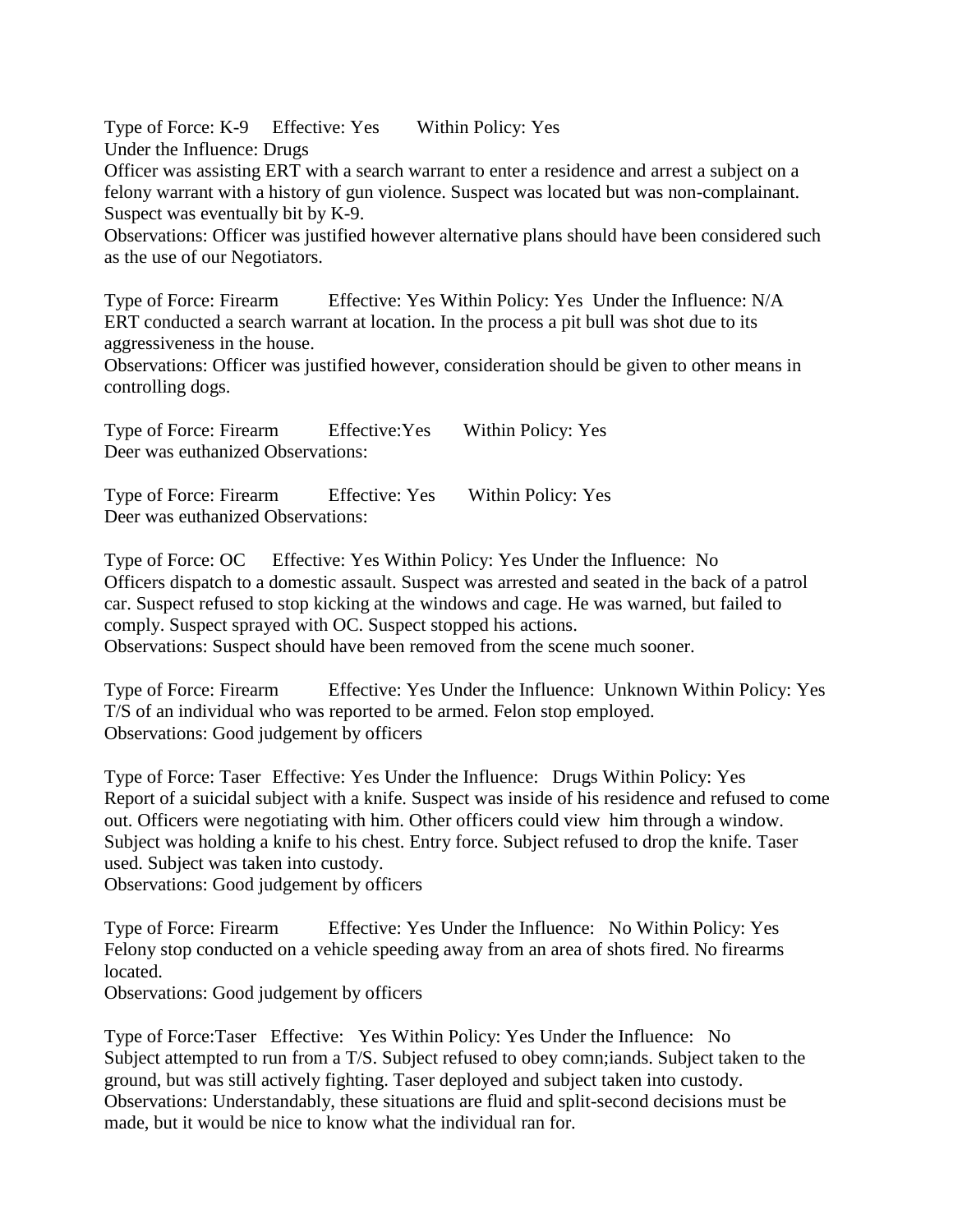Type of Force: K-9 Effective: Yes Within Policy: Yes
Under the Influence: Drugs
Officer was assisting ERT with a search warrant to enter a residence and arrest a subject on a felony warrant with a history of gun violence. Suspect was located but was non-complainant. Suspect was eventually bit by K-9.
Observations: Officer was justified however alternative plans should have been considered such as the use of our Negotiators.

Type of Force: Firearm Effective: Yes Within Policy: Yes Under the Influence: N/A
ERT conducted a search warrant at location. In the process a pit bull was shot due to its aggressiveness in the house.
Observations: Officer was justified however, consideration should be given to other means in controlling dogs.

Type of Force: Firearm Effective:Yes Within Policy: Yes
Deer was euthanized Observations:

Type of Force: Firearm Effective: Yes Within Policy: Yes
Deer was euthanized Observations:

Type of Force: OC Effective: Yes Within Policy: Yes Under the Influence: No
Officers dispatch to a domestic assault. Suspect was arrested and seated in the back of a patrol car. Suspect refused to stop kicking at the windows and cage. He was warned, but failed to comply. Suspect sprayed with OC. Suspect stopped his actions.
Observations: Suspect should have been removed from the scene much sooner.

Type of Force: Firearm Effective: Yes Under the Influence: Unknown Within Policy: Yes
T/S of an individual who was reported to be armed. Felon stop employed.
Observations: Good judgement by officers

Type of Force: Taser Effective: Yes Under the Influence: Drugs Within Policy: Yes
Report of a suicidal subject with a knife. Suspect was inside of his residence and refused to come out. Officers were negotiating with him. Other officers could view him through a window. Subject was holding a knife to his chest. Entry force. Subject refused to drop the knife. Taser used. Subject was taken into custody.
Observations: Good judgement by officers

Type of Force: Firearm Effective: Yes Under the Influence: No Within Policy: Yes
Felony stop conducted on a vehicle speeding away from an area of shots fired. No firearms located.
Observations: Good judgement by officers

Type of Force:Taser Effective: Yes Within Policy: Yes Under the Influence: No
Subject attempted to run from a T/S. Subject refused to obey comn;iands. Subject taken to the ground, but was still actively fighting. Taser deployed and subject taken into custody.
Observations: Understandably, these situations are fluid and split-second decisions must be made, but it would be nice to know what the individual ran for.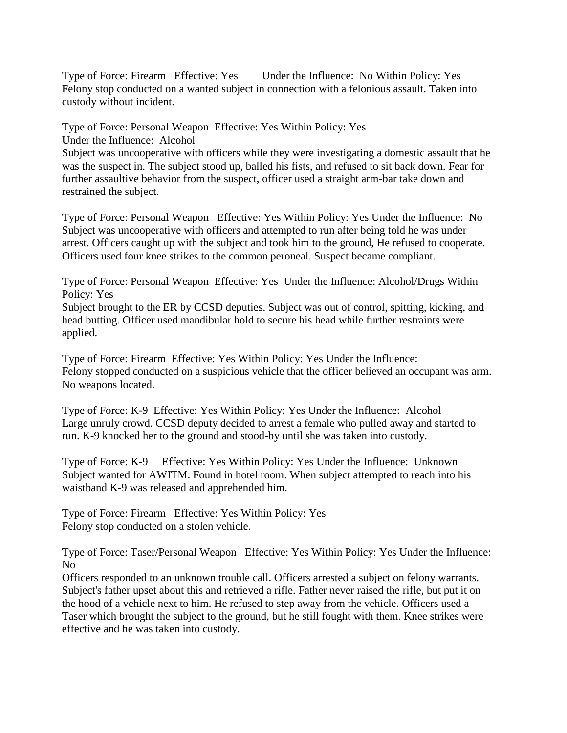Type of Force: Firearm Effective: Yes Under the Influence: No Within Policy: Yes
Felony stop conducted on a wanted subject in connection with a felonious assault. Taken into custody without incident.

Type of Force: Personal Weapon Effective: Yes Within Policy: Yes
Under the Influence: Alcohol
Subject was uncooperative with officers while they were investigating a domestic assault that he was the suspect in. The subject stood up, balled his fists, and refused to sit back down. Fear for further assaultive behavior from the suspect, officer used a straight arm-bar take down and restrained the subject.

Type of Force: Personal Weapon Effective: Yes Within Policy: Yes Under the Influence: No
Subject was uncooperative with officers and attempted to run after being told he was under arrest. Officers caught up with the subject and took him to the ground, He refused to cooperate. Officers used four knee strikes to the common peroneal. Suspect became compliant.

Type of Force: Personal Weapon Effective: Yes Under the Influence: Alcohol/Drugs Within Policy: Yes
Subject brought to the ER by CCSD deputies. Subject was out of control, spitting, kicking, and head butting. Officer used mandibular hold to secure his head while further restraints were applied.

Type of Force: Firearm Effective: Yes Within Policy: Yes Under the Influence:
Felony stopped conducted on a suspicious vehicle that the officer believed an occupant was arm. No weapons located.

Type of Force: K-9 Effective: Yes Within Policy: Yes Under the Influence: Alcohol
Large unruly crowd. CCSD deputy decided to arrest a female who pulled away and started to run. K-9 knocked her to the ground and stood-by until she was taken into custody.

Type of Force: K-9 Effective: Yes Within Policy: Yes Under the Influence: Unknown
Subject wanted for AWITM. Found in hotel room. When subject attempted to reach into his waistband K-9 was released and apprehended him.

Type of Force: Firearm Effective: Yes Within Policy: Yes
Felony stop conducted on a stolen vehicle.

Type of Force: Taser/Personal Weapon Effective: Yes Within Policy: Yes Under the Influence: No
Officers responded to an unknown trouble call. Officers arrested a subject on felony warrants. Subject's father upset about this and retrieved a rifle. Father never raised the rifle, but put it on the hood of a vehicle next to him. He refused to step away from the vehicle. Officers used a Taser which brought the subject to the ground, but he still fought with them. Knee strikes were effective and he was taken into custody.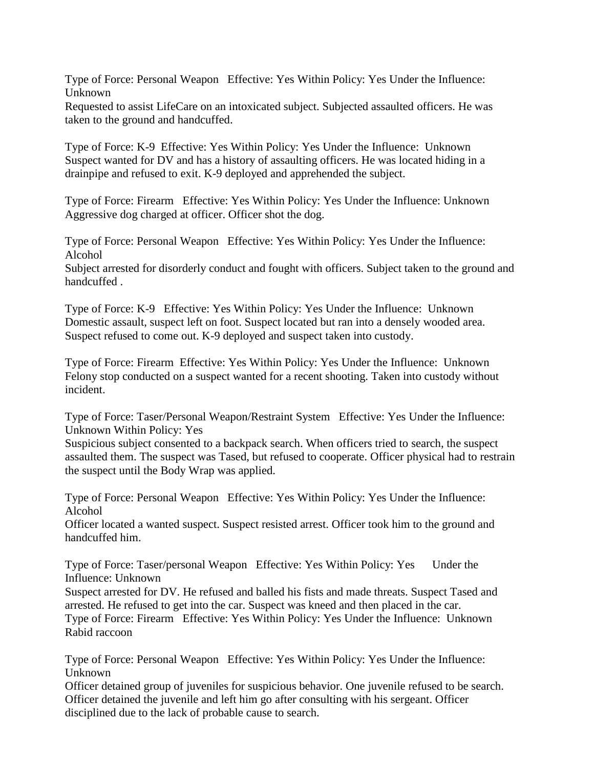Type of Force: Personal Weapon   Effective: Yes Within Policy: Yes Under the Influence: Unknown
Requested to assist LifeCare on an intoxicated subject. Subjected assaulted officers. He was taken to the ground and handcuffed.

Type of Force: K-9  Effective: Yes Within Policy: Yes Under the Influence:  Unknown
Suspect wanted for DV and has a history of assaulting officers. He was located hiding in a drainpipe and refused to exit. K-9 deployed and apprehended the subject.

Type of Force: Firearm   Effective: Yes Within Policy: Yes Under the Influence: Unknown
Aggressive dog charged at officer. Officer shot the dog.

Type of Force: Personal Weapon   Effective: Yes Within Policy: Yes Under the Influence: Alcohol
Subject arrested for disorderly conduct and fought with officers. Subject taken to the ground and handcuffed .

Type of Force: K-9   Effective: Yes Within Policy: Yes Under the Influence:  Unknown
Domestic assault, suspect left on foot. Suspect located but ran into a densely wooded area. Suspect refused to come out. K-9 deployed and suspect taken into custody.

Type of Force: Firearm  Effective: Yes Within Policy: Yes Under the Influence:  Unknown
Felony stop conducted on a suspect wanted for a recent shooting. Taken into custody without incident.

Type of Force: Taser/Personal Weapon/Restraint System   Effective: Yes Under the Influence: Unknown Within Policy: Yes
Suspicious subject consented to a backpack search. When officers tried to search, the suspect assaulted them. The suspect was Tased, but refused to cooperate. Officer physical had to restrain the suspect until the Body Wrap was applied.

Type of Force: Personal Weapon   Effective: Yes Within Policy: Yes Under the Influence: Alcohol
Officer located a wanted suspect. Suspect resisted arrest. Officer took him to the ground and handcuffed him.

Type of Force: Taser/personal Weapon   Effective: Yes Within Policy: Yes      Under the Influence: Unknown
Suspect arrested for DV. He refused and balled his fists and made threats. Suspect Tased and arrested. He refused to get into the car. Suspect was kneed and then placed in the car.
Type of Force: Firearm   Effective: Yes Within Policy: Yes Under the Influence:  Unknown
Rabid raccoon

Type of Force: Personal Weapon   Effective: Yes Within Policy: Yes Under the Influence: Unknown
Officer detained group of juveniles for suspicious behavior. One juvenile refused to be search. Officer detained the juvenile and left him go after consulting with his sergeant. Officer disciplined due to the lack of probable cause to search.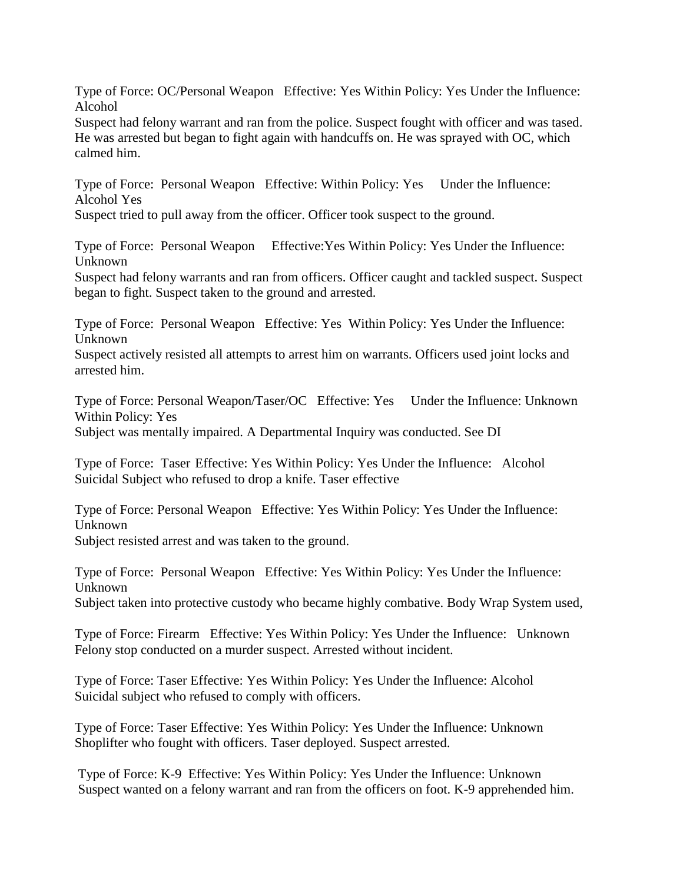Type of Force: OC/Personal Weapon Effective: Yes Within Policy: Yes Under the Influence: Alcohol
Suspect had felony warrant and ran from the police. Suspect fought with officer and was tased. He was arrested but began to fight again with handcuffs on. He was sprayed with OC, which calmed him.

Type of Force: Personal Weapon Effective: Within Policy: Yes Under the Influence: Alcohol Yes
Suspect tried to pull away from the officer. Officer took suspect to the ground.

Type of Force: Personal Weapon Effective:Yes Within Policy: Yes Under the Influence: Unknown
Suspect had felony warrants and ran from officers. Officer caught and tackled suspect. Suspect began to fight. Suspect taken to the ground and arrested.

Type of Force: Personal Weapon Effective: Yes Within Policy: Yes Under the Influence: Unknown
Suspect actively resisted all attempts to arrest him on warrants. Officers used joint locks and arrested him.

Type of Force: Personal Weapon/Taser/OC Effective: Yes Under the Influence: Unknown Within Policy: Yes
Subject was mentally impaired. A Departmental Inquiry was conducted. See DI

Type of Force: Taser Effective: Yes Within Policy: Yes Under the Influence: Alcohol
Suicidal Subject who refused to drop a knife. Taser effective

Type of Force: Personal Weapon Effective: Yes Within Policy: Yes Under the Influence: Unknown
Subject resisted arrest and was taken to the ground.

Type of Force: Personal Weapon Effective: Yes Within Policy: Yes Under the Influence: Unknown
Subject taken into protective custody who became highly combative. Body Wrap System used,

Type of Force: Firearm Effective: Yes Within Policy: Yes Under the Influence: Unknown
Felony stop conducted on a murder suspect. Arrested without incident.

Type of Force: Taser Effective: Yes Within Policy: Yes Under the Influence: Alcohol
Suicidal subject who refused to comply with officers.

Type of Force: Taser Effective: Yes Within Policy: Yes Under the Influence: Unknown
Shoplifter who fought with officers. Taser deployed. Suspect arrested.

Type of Force: K-9 Effective: Yes Within Policy: Yes Under the Influence: Unknown
Suspect wanted on a felony warrant and ran from the officers on foot. K-9 apprehended him.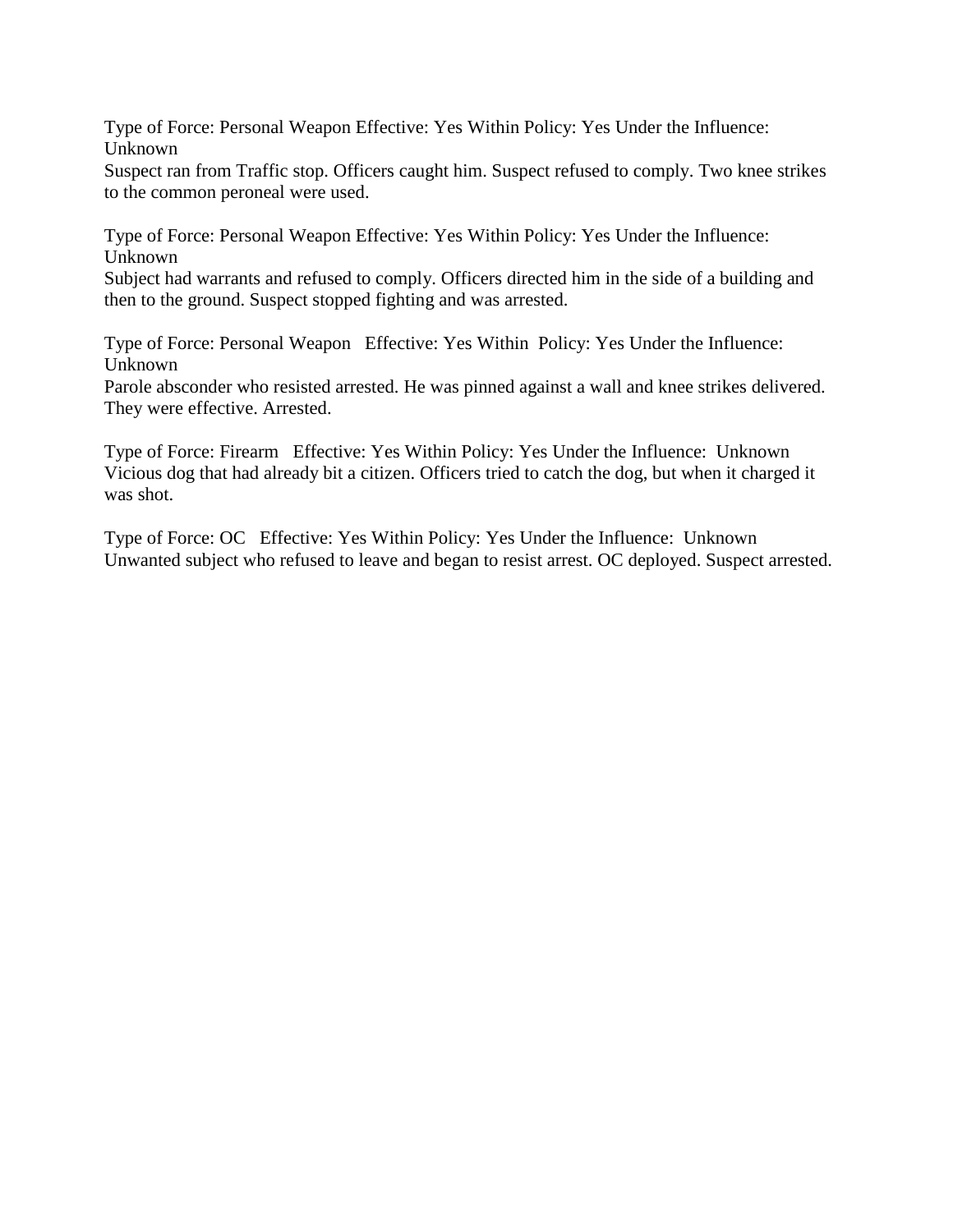Type of Force: Personal Weapon Effective: Yes Within Policy: Yes Under the Influence: Unknown
Suspect ran from Traffic stop. Officers caught him. Suspect refused to comply. Two knee strikes to the common peroneal were used.

Type of Force: Personal Weapon Effective: Yes Within Policy: Yes Under the Influence: Unknown
Subject had warrants and refused to comply. Officers directed him in the side of a building and then to the ground. Suspect stopped fighting and was arrested.

Type of Force: Personal Weapon Effective: Yes Within Policy: Yes Under the Influence: Unknown
Parole absconder who resisted arrested. He was pinned against a wall and knee strikes delivered. They were effective. Arrested.

Type of Force: Firearm Effective: Yes Within Policy: Yes Under the Influence: Unknown
Vicious dog that had already bit a citizen. Officers tried to catch the dog, but when it charged it was shot.

Type of Force: OC Effective: Yes Within Policy: Yes Under the Influence: Unknown
Unwanted subject who refused to leave and began to resist arrest. OC deployed. Suspect arrested.